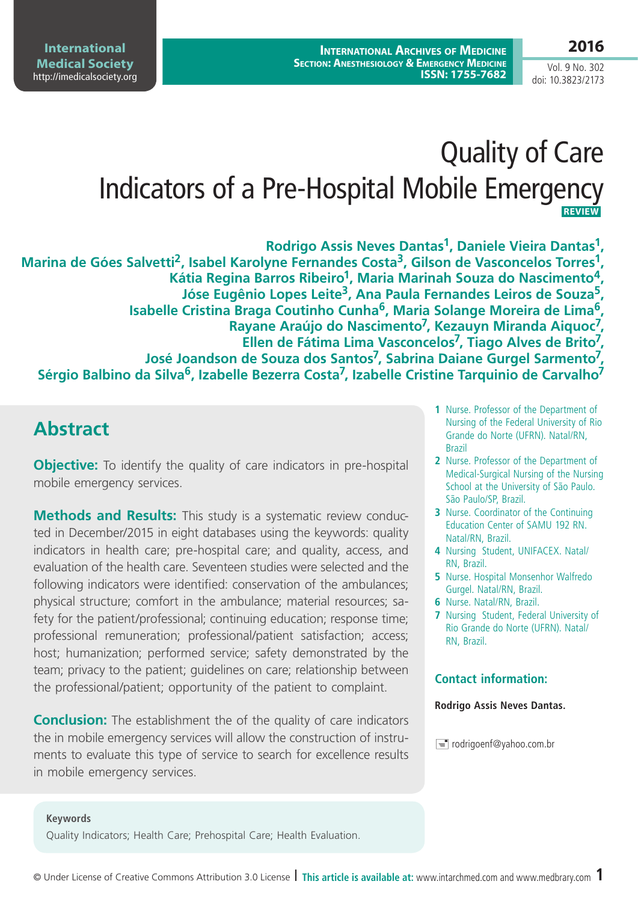# Quality of Care Indicators of a Pre-Hospital Mobile Emergency

REVIEW

**Rodrigo Assis Neves Dantas[1], Daniele Vieira Dantas[1], Marina de Góes Salvetti[2], Isabel Karolyne Fernandes Costa[3], Gilson de Vasconcelos Torres[1], Kátia Regina Barros Ribeiro[1], Maria Marinah Souza do Nascimento[4], Jóse Eugênio Lopes Leite[3], Ana Paula Fernandes Leiros de Souza[5], Isabelle Cristina Braga Coutinho Cunha[6], Maria Solange Moreira de Lima[6], Rayane Araújo do Nascimento[7], Kezauyn Miranda Aiquoc[7], Ellen de Fátima Lima Vasconcelos[7], Tiago Alves de Brito[7], José Joandson de Souza dos Santos[7], Sabrina Daiane Gurgel Sarmento[7], Sérgio Balbino da Silva[6], Izabelle Bezerra Costa[7], Izabelle Cristine Tarquinio de Carvalho[7]**

1. Nurse. Professor of the Department of Nursing of the Federal University of Rio Grande do Norte (UFRN). Natal/RN, Brazil
2. Nurse. Professor of the Department of Medical-Surgical Nursing of the Nursing School at the University of São Paulo. São Paulo/SP, Brazil.
3. Nurse. Coordinator of the Continuing Education Center of SAMU 192 RN. Natal/RN, Brazil.
4. Nursing Student, UNIFACEX. Natal/RN, Brazil.
5. Nurse. Hospital Monsenhor Walfredo Gurgel. Natal/RN, Brazil.
6. Nurse. Natal/RN, Brazil.
7. Nursing Student, Federal University of Rio Grande do Norte (UFRN). Natal/RN, Brazil.

**Contact information:**

**Rodrigo Assis Neves Dantas.**

rodrigoenf@yahoo.com.br

## Abstract

**Objective:** To identify the quality of care indicators in pre-hospital mobile emergency services.

**Methods and Results:** This study is a systematic review conducted in December/2015 in eight databases using the keywords: quality indicators in health care; pre-hospital care; and quality, access, and evaluation of the health care. Seventeen studies were selected and the following indicators were identified: conservation of the ambulances; physical structure; comfort in the ambulance; material resources; safety for the patient/professional; continuing education; response time; professional remuneration; professional/patient satisfaction; access; host; humanization; performed service; safety demonstrated by the team; privacy to the patient; guidelines on care; relationship between the professional/patient; opportunity of the patient to complaint.

**Conclusion:** The establishment the of the quality of care indicators the in mobile emergency services will allow the construction of instruments to evaluate this type of service to search for excellence results in mobile emergency services.

**Keywords**

Quality Indicators; Health Care; Prehospital Care; Health Evaluation.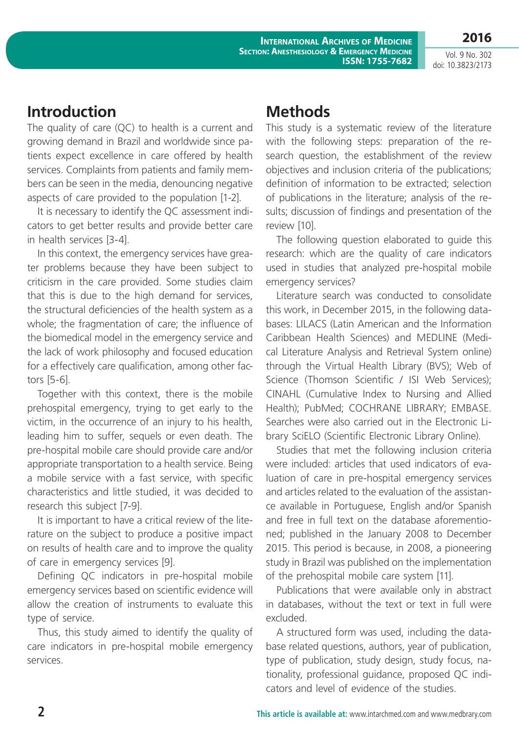## Introduction

The quality of care (QC) to health is a current and growing demand in Brazil and worldwide since patients expect excellence in care offered by health services. Complaints from patients and family members can be seen in the media, denouncing negative aspects of care provided to the population [1-2].

It is necessary to identify the QC assessment indicators to get better results and provide better care in health services [3-4].

In this context, the emergency services have greater problems because they have been subject to criticism in the care provided. Some studies claim that this is due to the high demand for services, the structural deficiencies of the health system as a whole; the fragmentation of care; the influence of the biomedical model in the emergency service and the lack of work philosophy and focused education for a effectively care qualification, among other factors [5-6].

Together with this context, there is the mobile prehospital emergency, trying to get early to the victim, in the occurrence of an injury to his health, leading him to suffer, sequels or even death. The pre-hospital mobile care should provide care and/or appropriate transportation to a health service. Being a mobile service with a fast service, with specific characteristics and little studied, it was decided to research this subject [7-9].

It is important to have a critical review of the literature on the subject to produce a positive impact on results of health care and to improve the quality of care in emergency services [9].

Defining QC indicators in pre-hospital mobile emergency services based on scientific evidence will allow the creation of instruments to evaluate this type of service.

Thus, this study aimed to identify the quality of care indicators in pre-hospital mobile emergency services.

## Methods

This study is a systematic review of the literature with the following steps: preparation of the research question, the establishment of the review objectives and inclusion criteria of the publications; definition of information to be extracted; selection of publications in the literature; analysis of the results; discussion of findings and presentation of the review [10].

The following question elaborated to guide this research: which are the quality of care indicators used in studies that analyzed pre-hospital mobile emergency services?

Literature search was conducted to consolidate this work, in December 2015, in the following databases: LILACS (Latin American and the Information Caribbean Health Sciences) and MEDLINE (Medical Literature Analysis and Retrieval System online) through the Virtual Health Library (BVS); Web of Science (Thomson Scientific / ISI Web Services); CINAHL (Cumulative Index to Nursing and Allied Health); PubMed; COCHRANE LIBRARY; EMBASE. Searches were also carried out in the Electronic Library SciELO (Scientific Electronic Library Online).

Studies that met the following inclusion criteria were included: articles that used indicators of evaluation of care in pre-hospital emergency services and articles related to the evaluation of the assistance available in Portuguese, English and/or Spanish and free in full text on the database aforementioned; published in the January 2008 to December 2015. This period is because, in 2008, a pioneering study in Brazil was published on the implementation of the prehospital mobile care system [11].

Publications that were available only in abstract in databases, without the text or text in full were excluded.

A structured form was used, including the database related questions, authors, year of publication, type of publication, study design, study focus, nationality, professional guidance, proposed QC indicators and level of evidence of the studies.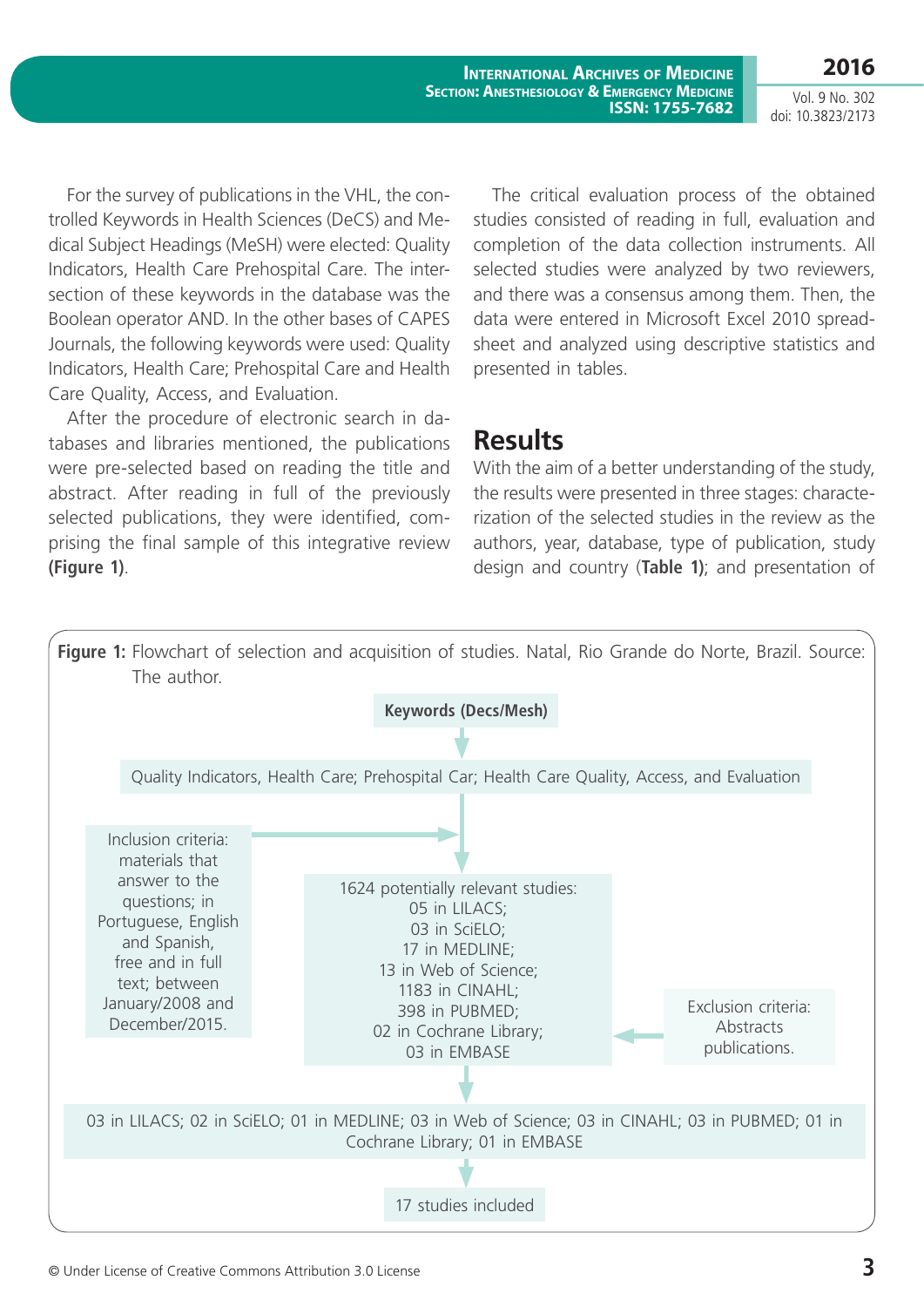For the survey of publications in the VHL, the controlled Keywords in Health Sciences (DeCS) and Medical Subject Headings (MeSH) were elected: Quality Indicators, Health Care Prehospital Care. The intersection of these keywords in the database was the Boolean operator AND. In the other bases of CAPES Journals, the following keywords were used: Quality Indicators, Health Care; Prehospital Care and Health Care Quality, Access, and Evaluation.

After the procedure of electronic search in databases and libraries mentioned, the publications were pre-selected based on reading the title and abstract. After reading in full of the previously selected publications, they were identified, comprising the final sample of this integrative review **(Figure 1)**.

The critical evaluation process of the obtained studies consisted of reading in full, evaluation and completion of the data collection instruments. All selected studies were analyzed by two reviewers, and there was a consensus among them. Then, the data were entered in Microsoft Excel 2010 spreadsheet and analyzed using descriptive statistics and presented in tables.

## Results

With the aim of a better understanding of the study, the results were presented in three stages: characterization of the selected studies in the review as the authors, year, database, type of publication, study design and country (**Table 1**); and presentation of

**Figure 1:** Flowchart of selection and acquisition of studies. Natal, Rio Grande do Norte, Brazil. Source: The author.

**Keywords (Decs/Mesh)**

↓

Quality Indicators, Health Care; Prehospital Car; Health Care Quality, Access, and Evaluation

Inclusion criteria: materials that answer to the questions; in Portuguese, English and Spanish, free and in full text; between January/2008 and December/2015. →

↓

1624 potentially relevant studies:
05 in LILACS;
03 in SciELO;
17 in MEDLINE;
13 in Web of Science;
1183 in CINAHL;
398 in PUBMED;
02 in Cochrane Library;
03 in EMBASE

← Exclusion criteria: Abstracts publications.

↓

03 in LILACS; 02 in SciELO; 01 in MEDLINE; 03 in Web of Science; 03 in CINAHL; 03 in PUBMED; 01 in Cochrane Library; 01 in EMBASE

↓

17 studies included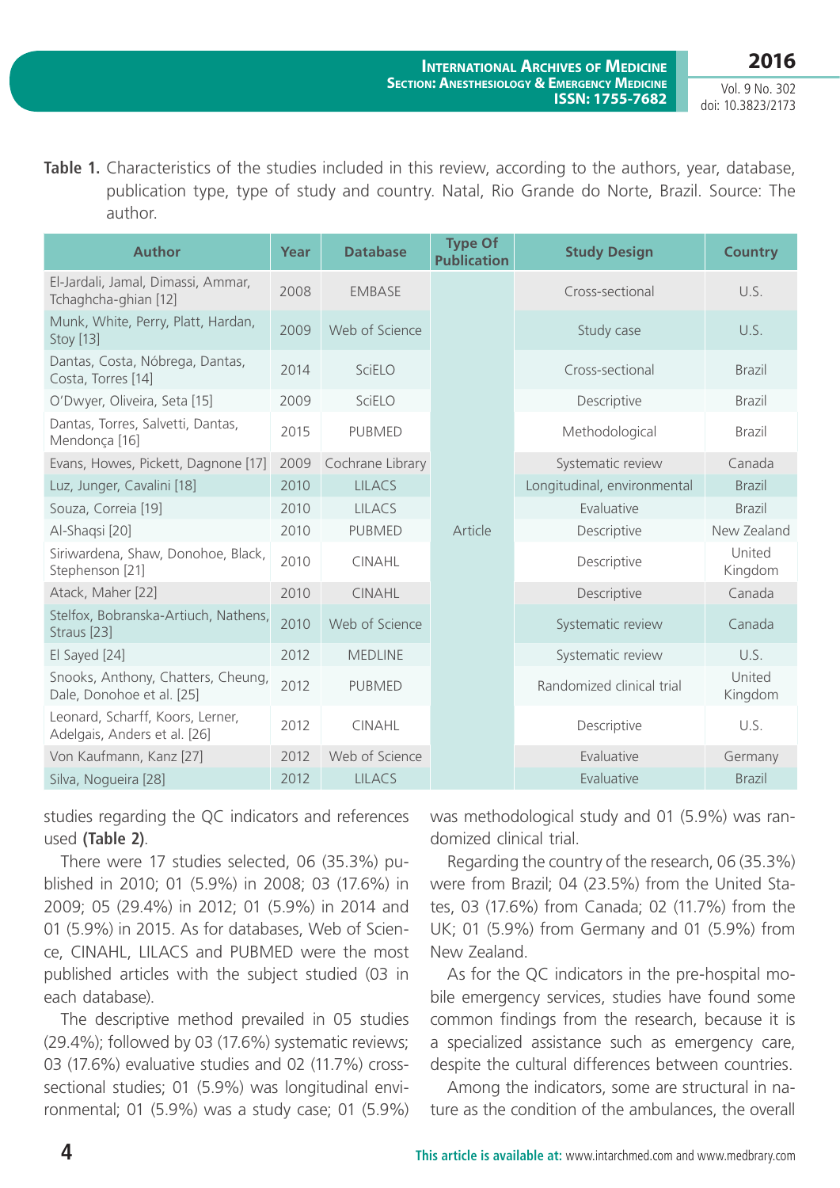**Table 1.** Characteristics of the studies included in this review, according to the authors, year, database, publication type, type of study and country. Natal, Rio Grande do Norte, Brazil. Source: The author.

| Author | Year | Database | Type Of Publication | Study Design | Country |
|---|---|---|---|---|---|
| El-Jardali, Jamal, Dimassi, Ammar, Tchaghcha-ghian [12] | 2008 | EMBASE | Article | Cross-sectional | U.S. |
| Munk, White, Perry, Platt, Hardan, Stoy [13] | 2009 | Web of Science | Article | Study case | U.S. |
| Dantas, Costa, Nóbrega, Dantas, Costa, Torres [14] | 2014 | SciELO | Article | Cross-sectional | Brazil |
| O'Dwyer, Oliveira, Seta [15] | 2009 | SciELO | Article | Descriptive | Brazil |
| Dantas, Torres, Salvetti, Dantas, Mendonça [16] | 2015 | PUBMED | Article | Methodological | Brazil |
| Evans, Howes, Pickett, Dagnone [17] | 2009 | Cochrane Library | Article | Systematic review | Canada |
| Luz, Junger, Cavalini [18] | 2010 | LILACS | Article | Longitudinal, environmental | Brazil |
| Souza, Correia [19] | 2010 | LILACS | Article | Evaluative | Brazil |
| Al-Shaqsi [20] | 2010 | PUBMED | Article | Descriptive | New Zealand |
| Siriwardena, Shaw, Donohoe, Black, Stephenson [21] | 2010 | CINAHL | Article | Descriptive | United Kingdom |
| Atack, Maher [22] | 2010 | CINAHL | Article | Descriptive | Canada |
| Stelfox, Bobranska-Artiuch, Nathens, Straus [23] | 2010 | Web of Science | Article | Systematic review | Canada |
| El Sayed [24] | 2012 | MEDLINE | Article | Systematic review | U.S. |
| Snooks, Anthony, Chatters, Cheung, Dale, Donohoe et al. [25] | 2012 | PUBMED | Article | Randomized clinical trial | United Kingdom |
| Leonard, Scharff, Koors, Lerner, Adelgais, Anders et al. [26] | 2012 | CINAHL | Article | Descriptive | U.S. |
| Von Kaufmann, Kanz [27] | 2012 | Web of Science | Article | Evaluative | Germany |
| Silva, Nogueira [28] | 2012 | LILACS | Article | Evaluative | Brazil |

studies regarding the QC indicators and references used **(Table 2)**.

There were 17 studies selected, 06 (35.3%) published in 2010; 01 (5.9%) in 2008; 03 (17.6%) in 2009; 05 (29.4%) in 2012; 01 (5.9%) in 2014 and 01 (5.9%) in 2015. As for databases, Web of Science, CINAHL, LILACS and PUBMED were the most published articles with the subject studied (03 in each database).

The descriptive method prevailed in 05 studies (29.4%); followed by 03 (17.6%) systematic reviews; 03 (17.6%) evaluative studies and 02 (11.7%) cross-sectional studies; 01 (5.9%) was longitudinal environmental; 01 (5.9%) was a study case; 01 (5.9%) was methodological study and 01 (5.9%) was randomized clinical trial.

Regarding the country of the research, 06 (35.3%) were from Brazil; 04 (23.5%) from the United States, 03 (17.6%) from Canada; 02 (11.7%) from the UK; 01 (5.9%) from Germany and 01 (5.9%) from New Zealand.

As for the QC indicators in the pre-hospital mobile emergency services, studies have found some common findings from the research, because it is a specialized assistance such as emergency care, despite the cultural differences between countries.

Among the indicators, some are structural in nature as the condition of the ambulances, the overall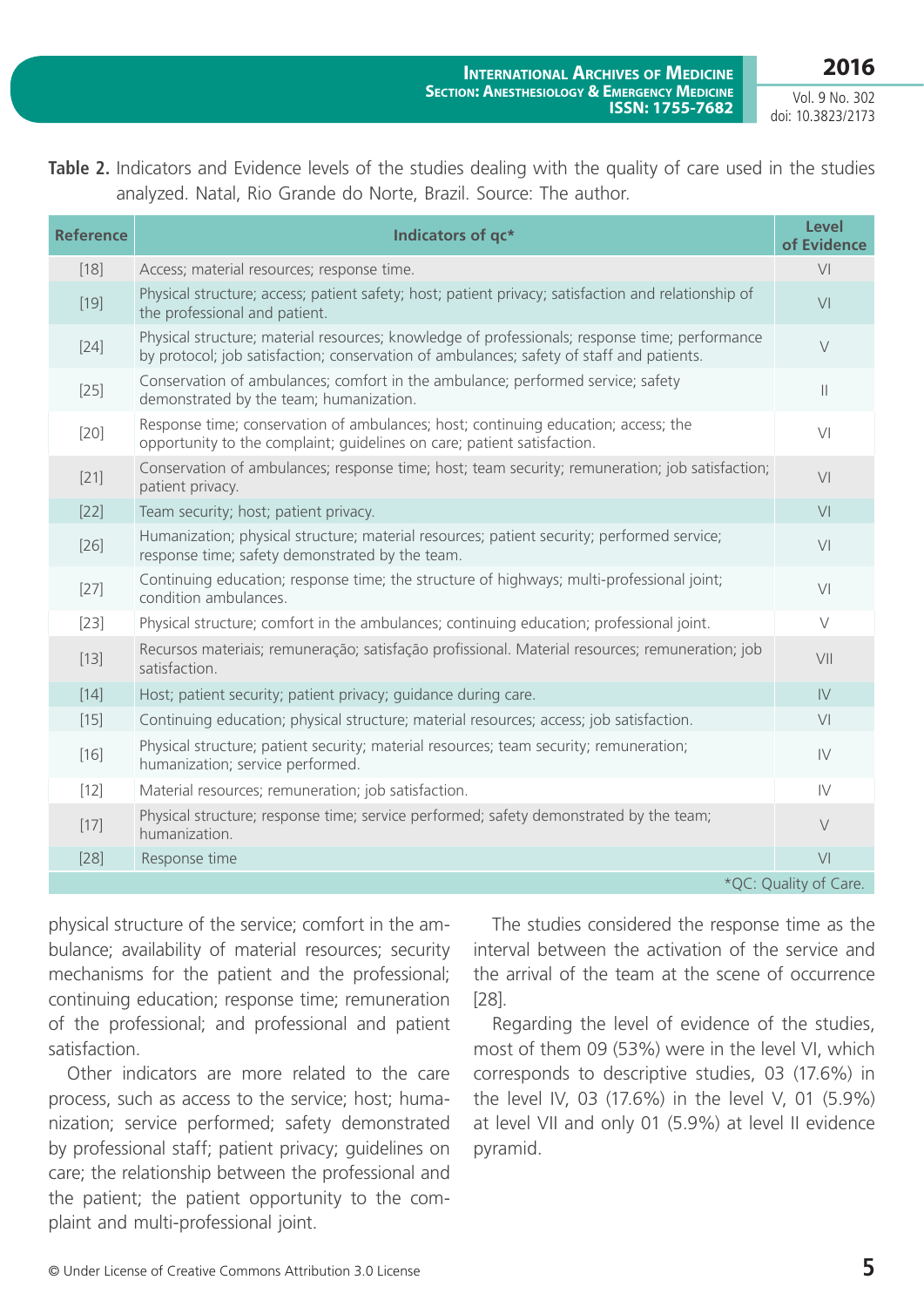**Table 2.** Indicators and Evidence levels of the studies dealing with the quality of care used in the studies analyzed. Natal, Rio Grande do Norte, Brazil. Source: The author.

| Reference | Indicators of qc* | Level of Evidence |
|---|---|---|
| [18] | Access; material resources; response time. | VI |
| [19] | Physical structure; access; patient safety; host; patient privacy; satisfaction and relationship of the professional and patient. | VI |
| [24] | Physical structure; material resources; knowledge of professionals; response time; performance by protocol; job satisfaction; conservation of ambulances; safety of staff and patients. | V |
| [25] | Conservation of ambulances; comfort in the ambulance; performed service; safety demonstrated by the team; humanization. | II |
| [20] | Response time; conservation of ambulances; host; continuing education; access; the opportunity to the complaint; guidelines on care; patient satisfaction. | VI |
| [21] | Conservation of ambulances; response time; host; team security; remuneration; job satisfaction; patient privacy. | VI |
| [22] | Team security; host; patient privacy. | VI |
| [26] | Humanization; physical structure; material resources; patient security; performed service; response time; safety demonstrated by the team. | VI |
| [27] | Continuing education; response time; the structure of highways; multi-professional joint; condition ambulances. | VI |
| [23] | Physical structure; comfort in the ambulances; continuing education; professional joint. | V |
| [13] | Recursos materiais; remuneração; satisfação profissional. Material resources; remuneration; job satisfaction. | VII |
| [14] | Host; patient security; patient privacy; guidance during care. | IV |
| [15] | Continuing education; physical structure; material resources; access; job satisfaction. | VI |
| [16] | Physical structure; patient security; material resources; team security; remuneration; humanization; service performed. | IV |
| [12] | Material resources; remuneration; job satisfaction. | IV |
| [17] | Physical structure; response time; service performed; safety demonstrated by the team; humanization. | V |
| [28] | Response time | VI |

*QC: Quality of Care.

physical structure of the service; comfort in the ambulance; availability of material resources; security mechanisms for the patient and the professional; continuing education; response time; remuneration of the professional; and professional and patient satisfaction.

Other indicators are more related to the care process, such as access to the service; host; humanization; service performed; safety demonstrated by professional staff; patient privacy; guidelines on care; the relationship between the professional and the patient; the patient opportunity to the complaint and multi-professional joint.

The studies considered the response time as the interval between the activation of the service and the arrival of the team at the scene of occurrence [28].

Regarding the level of evidence of the studies, most of them 09 (53%) were in the level VI, which corresponds to descriptive studies, 03 (17.6%) in the level IV, 03 (17.6%) in the level V, 01 (5.9%) at level VII and only 01 (5.9%) at level II evidence pyramid.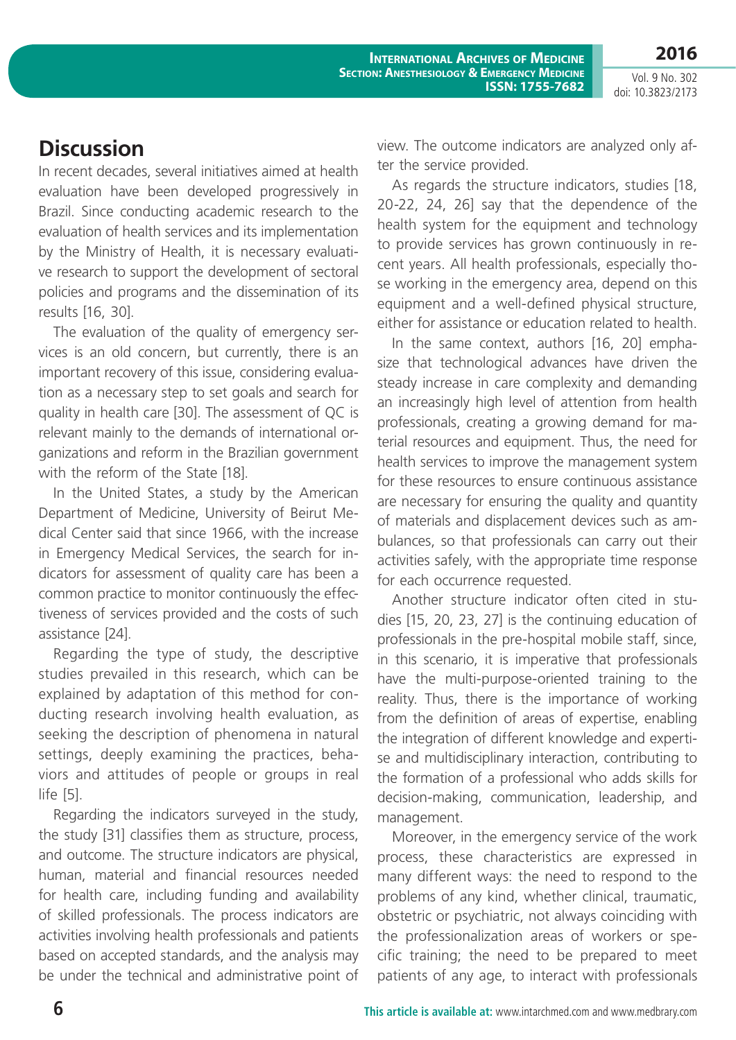## Discussion

In recent decades, several initiatives aimed at health evaluation have been developed progressively in Brazil. Since conducting academic research to the evaluation of health services and its implementation by the Ministry of Health, it is necessary evaluative research to support the development of sectoral policies and programs and the dissemination of its results [16, 30].

The evaluation of the quality of emergency services is an old concern, but currently, there is an important recovery of this issue, considering evaluation as a necessary step to set goals and search for quality in health care [30]. The assessment of QC is relevant mainly to the demands of international organizations and reform in the Brazilian government with the reform of the State [18].

In the United States, a study by the American Department of Medicine, University of Beirut Medical Center said that since 1966, with the increase in Emergency Medical Services, the search for indicators for assessment of quality care has been a common practice to monitor continuously the effectiveness of services provided and the costs of such assistance [24].

Regarding the type of study, the descriptive studies prevailed in this research, which can be explained by adaptation of this method for conducting research involving health evaluation, as seeking the description of phenomena in natural settings, deeply examining the practices, behaviors and attitudes of people or groups in real life [5].

Regarding the indicators surveyed in the study, the study [31] classifies them as structure, process, and outcome. The structure indicators are physical, human, material and financial resources needed for health care, including funding and availability of skilled professionals. The process indicators are activities involving health professionals and patients based on accepted standards, and the analysis may be under the technical and administrative point of view. The outcome indicators are analyzed only after the service provided.

As regards the structure indicators, studies [18, 20-22, 24, 26] say that the dependence of the health system for the equipment and technology to provide services has grown continuously in recent years. All health professionals, especially those working in the emergency area, depend on this equipment and a well-defined physical structure, either for assistance or education related to health.

In the same context, authors [16, 20] emphasize that technological advances have driven the steady increase in care complexity and demanding an increasingly high level of attention from health professionals, creating a growing demand for material resources and equipment. Thus, the need for health services to improve the management system for these resources to ensure continuous assistance are necessary for ensuring the quality and quantity of materials and displacement devices such as ambulances, so that professionals can carry out their activities safely, with the appropriate time response for each occurrence requested.

Another structure indicator often cited in studies [15, 20, 23, 27] is the continuing education of professionals in the pre-hospital mobile staff, since, in this scenario, it is imperative that professionals have the multi-purpose-oriented training to the reality. Thus, there is the importance of working from the definition of areas of expertise, enabling the integration of different knowledge and expertise and multidisciplinary interaction, contributing to the formation of a professional who adds skills for decision-making, communication, leadership, and management.

Moreover, in the emergency service of the work process, these characteristics are expressed in many different ways: the need to respond to the problems of any kind, whether clinical, traumatic, obstetric or psychiatric, not always coinciding with the professionalization areas of workers or specific training; the need to be prepared to meet patients of any age, to interact with professionals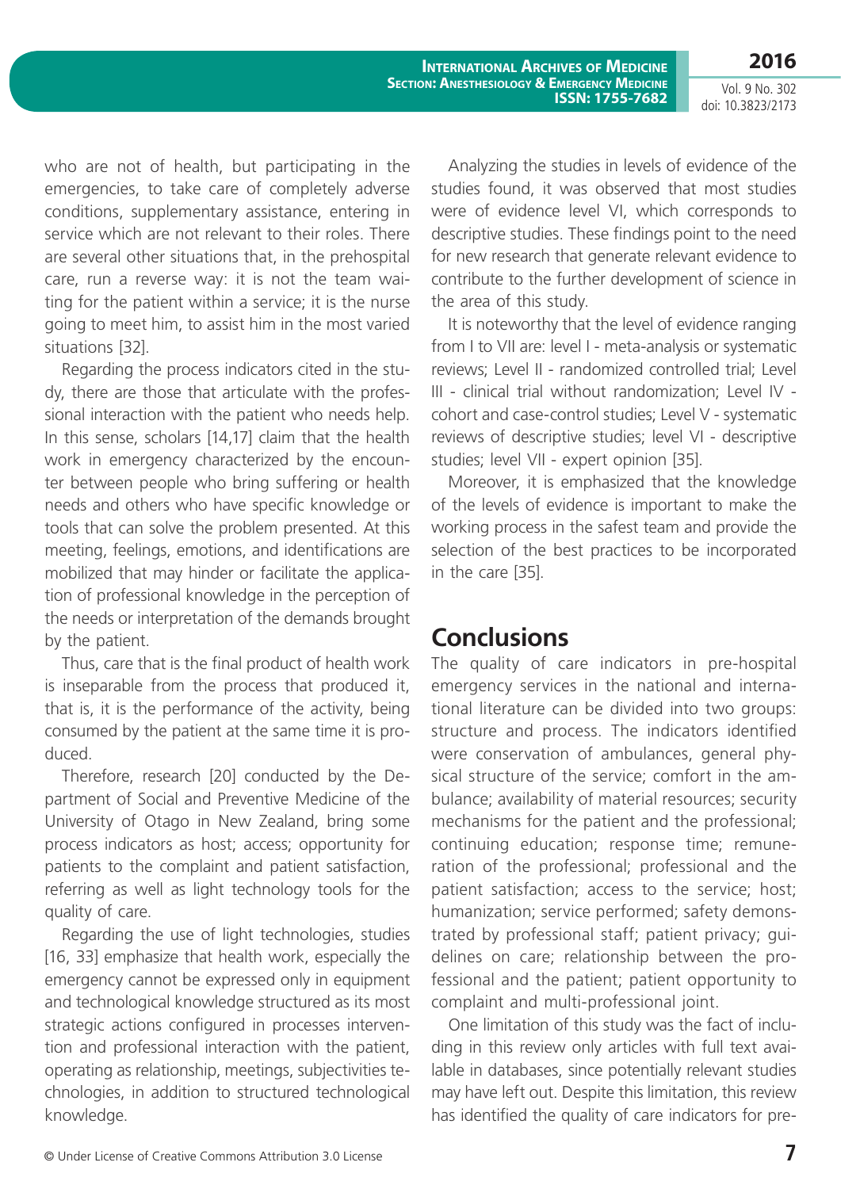who are not of health, but participating in the emergencies, to take care of completely adverse conditions, supplementary assistance, entering in service which are not relevant to their roles. There are several other situations that, in the prehospital care, run a reverse way: it is not the team waiting for the patient within a service; it is the nurse going to meet him, to assist him in the most varied situations [32].

Regarding the process indicators cited in the study, there are those that articulate with the professional interaction with the patient who needs help. In this sense, scholars [14,17] claim that the health work in emergency characterized by the encounter between people who bring suffering or health needs and others who have specific knowledge or tools that can solve the problem presented. At this meeting, feelings, emotions, and identifications are mobilized that may hinder or facilitate the application of professional knowledge in the perception of the needs or interpretation of the demands brought by the patient.

Thus, care that is the final product of health work is inseparable from the process that produced it, that is, it is the performance of the activity, being consumed by the patient at the same time it is produced.

Therefore, research [20] conducted by the Department of Social and Preventive Medicine of the University of Otago in New Zealand, bring some process indicators as host; access; opportunity for patients to the complaint and patient satisfaction, referring as well as light technology tools for the quality of care.

Regarding the use of light technologies, studies [16, 33] emphasize that health work, especially the emergency cannot be expressed only in equipment and technological knowledge structured as its most strategic actions configured in processes intervention and professional interaction with the patient, operating as relationship, meetings, subjectivities technologies, in addition to structured technological knowledge.

Analyzing the studies in levels of evidence of the studies found, it was observed that most studies were of evidence level VI, which corresponds to descriptive studies. These findings point to the need for new research that generate relevant evidence to contribute to the further development of science in the area of this study.

It is noteworthy that the level of evidence ranging from I to VII are: level I - meta-analysis or systematic reviews; Level II - randomized controlled trial; Level III - clinical trial without randomization; Level IV - cohort and case-control studies; Level V - systematic reviews of descriptive studies; level VI - descriptive studies; level VII - expert opinion [35].

Moreover, it is emphasized that the knowledge of the levels of evidence is important to make the working process in the safest team and provide the selection of the best practices to be incorporated in the care [35].

## Conclusions

The quality of care indicators in pre-hospital emergency services in the national and international literature can be divided into two groups: structure and process. The indicators identified were conservation of ambulances, general physical structure of the service; comfort in the ambulance; availability of material resources; security mechanisms for the patient and the professional; continuing education; response time; remuneration of the professional; professional and the patient satisfaction; access to the service; host; humanization; service performed; safety demonstrated by professional staff; patient privacy; guidelines on care; relationship between the professional and the patient; patient opportunity to complaint and multi-professional joint.

One limitation of this study was the fact of including in this review only articles with full text available in databases, since potentially relevant studies may have left out. Despite this limitation, this review has identified the quality of care indicators for pre-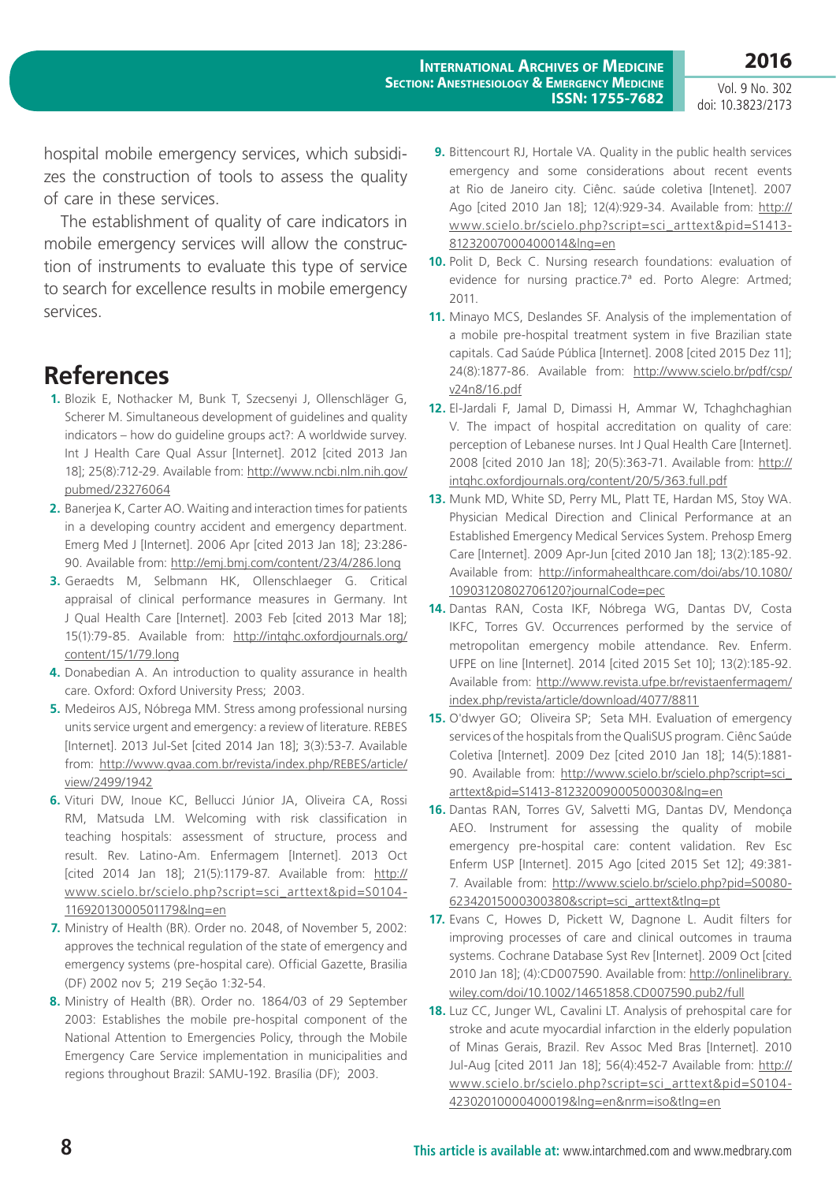hospital mobile emergency services, which subsidizes the construction of tools to assess the quality of care in these services.

The establishment of quality of care indicators in mobile emergency services will allow the construction of instruments to evaluate this type of service to search for excellence results in mobile emergency services.

# References

1. Blozik E, Nothacker M, Bunk T, Szecsenyi J, Ollenschläger G, Scherer M. Simultaneous development of guidelines and quality indicators – how do guideline groups act?: A worldwide survey. Int J Health Care Qual Assur [Internet]. 2012 [cited 2013 Jan 18]; 25(8):712-29. Available from: http://www.ncbi.nlm.nih.gov/pubmed/23276064
2. Banerjea K, Carter AO. Waiting and interaction times for patients in a developing country accident and emergency department. Emerg Med J [Internet]. 2006 Apr [cited 2013 Jan 18]; 23:286-90. Available from: http://emj.bmj.com/content/23/4/286.long
3. Geraedts M, Selbmann HK, Ollenschlaeger G. Critical appraisal of clinical performance measures in Germany. Int J Qual Health Care [Internet]. 2003 Feb [cited 2013 Mar 18]; 15(1):79-85. Available from: http://intqhc.oxfordjournals.org/content/15/1/79.long
4. Donabedian A. An introduction to quality assurance in health care. Oxford: Oxford University Press; 2003.
5. Medeiros AJS, Nóbrega MM. Stress among professional nursing units service urgent and emergency: a review of literature. REBES [Internet]. 2013 Jul-Set [cited 2014 Jan 18]; 3(3):53-7. Available from: http://www.gvaa.com.br/revista/index.php/REBES/article/view/2499/1942
6. Vituri DW, Inoue KC, Bellucci Júnior JA, Oliveira CA, Rossi RM, Matsuda LM. Welcoming with risk classification in teaching hospitals: assessment of structure, process and result. Rev. Latino-Am. Enfermagem [Internet]. 2013 Oct [cited 2014 Jan 18]; 21(5):1179-87. Available from: http://www.scielo.br/scielo.php?script=sci_arttext&pid=S0104-11692013000501179&lng=en
7. Ministry of Health (BR). Order no. 2048, of November 5, 2002: approves the technical regulation of the state of emergency and emergency systems (pre-hospital care). Official Gazette, Brasilia (DF) 2002 nov 5; 219 Seção 1:32-54.
8. Ministry of Health (BR). Order no. 1864/03 of 29 September 2003: Establishes the mobile pre-hospital component of the National Attention to Emergencies Policy, through the Mobile Emergency Care Service implementation in municipalities and regions throughout Brazil: SAMU-192. Brasília (DF); 2003.
9. Bittencourt RJ, Hortale VA. Quality in the public health services emergency and some considerations about recent events at Rio de Janeiro city. Ciênc. saúde coletiva [Intenet]. 2007 Ago [cited 2010 Jan 18]; 12(4):929-34. Available from: http://www.scielo.br/scielo.php?script=sci_arttext&pid=S1413-81232007000400014&lng=en
10. Polit D, Beck C. Nursing research foundations: evaluation of evidence for nursing practice.7ª ed. Porto Alegre: Artmed; 2011.
11. Minayo MCS, Deslandes SF. Analysis of the implementation of a mobile pre-hospital treatment system in five Brazilian state capitals. Cad Saúde Pública [Internet]. 2008 [cited 2015 Dez 11]; 24(8):1877-86. Available from: http://www.scielo.br/pdf/csp/v24n8/16.pdf
12. El-Jardali F, Jamal D, Dimassi H, Ammar W, Tchaghchaghian V. The impact of hospital accreditation on quality of care: perception of Lebanese nurses. Int J Qual Health Care [Internet]. 2008 [cited 2010 Jan 18]; 20(5):363-71. Available from: http://intqhc.oxfordjournals.org/content/20/5/363.full.pdf
13. Munk MD, White SD, Perry ML, Platt TE, Hardan MS, Stoy WA. Physician Medical Direction and Clinical Performance at an Established Emergency Medical Services System. Prehosp Emerg Care [Internet]. 2009 Apr-Jun [cited 2010 Jan 18]; 13(2):185-92. Available from: http://informahealthcare.com/doi/abs/10.1080/10903120802706120?journalCode=pec
14. Dantas RAN, Costa IKF, Nóbrega WG, Dantas DV, Costa IKFC, Torres GV. Occurrences performed by the service of metropolitan emergency mobile attendance. Rev. Enferm. UFPE on line [Internet]. 2014 [cited 2015 Set 10]; 13(2):185-92. Available from: http://www.revista.ufpe.br/revistaenfermagem/index.php/revista/article/download/4077/8811
15. O'dwyer GO; Oliveira SP; Seta MH. Evaluation of emergency services of the hospitals from the QualiSUS program. Ciênc Saúde Coletiva [Internet]. 2009 Dez [cited 2010 Jan 18]; 14(5):1881-90. Available from: http://www.scielo.br/scielo.php?script=sci_arttext&pid=S1413-81232009000500030&lng=en
16. Dantas RAN, Torres GV, Salvetti MG, Dantas DV, Mendonça AEO. Instrument for assessing the quality of mobile emergency pre-hospital care: content validation. Rev Esc Enferm USP [Internet]. 2015 Ago [cited 2015 Set 12]; 49:381-7. Available from: http://www.scielo.br/scielo.php?pid=S0080-62342015000300380&script=sci_arttext&tlng=pt
17. Evans C, Howes D, Pickett W, Dagnone L. Audit filters for improving processes of care and clinical outcomes in trauma systems. Cochrane Database Syst Rev [Internet]. 2009 Oct [cited 2010 Jan 18]; (4):CD007590. Available from: http://onlinelibrary.wiley.com/doi/10.1002/14651858.CD007590.pub2/full
18. Luz CC, Junger WL, Cavalini LT. Analysis of prehospital care for stroke and acute myocardial infarction in the elderly population of Minas Gerais, Brazil. Rev Assoc Med Bras [Internet]. 2010 Jul-Aug [cited 2011 Jan 18]; 56(4):452-7 Available from: http://www.scielo.br/scielo.php?script=sci_arttext&pid=S0104-42302010000400019&lng=en&nrm=iso&tlng=en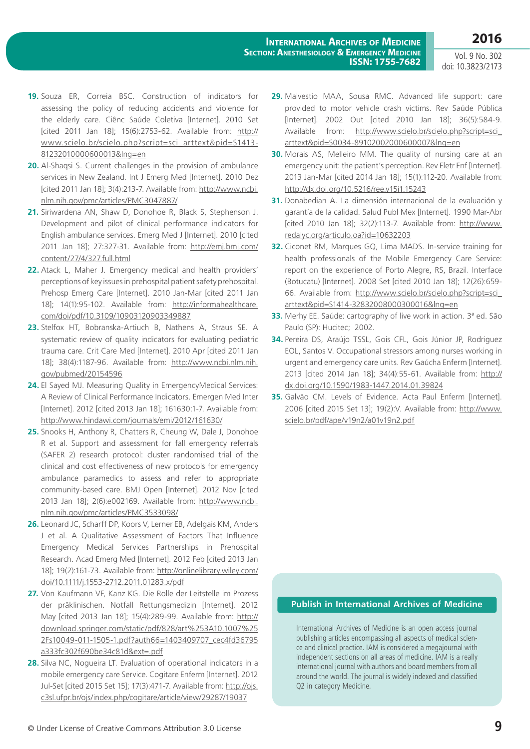19. Souza ER, Correia BSC. Construction of indicators for assessing the policy of reducing accidents and violence for the elderly care. Ciênc Saúde Coletiva [Internet]. 2010 Set [cited 2011 Jan 18]; 15(6):2753-62. Available from: http://www.scielo.br/scielo.php?script=sci_arttext&pid=S1413-81232010000600013&lng=en

20. Al-Shaqsi S. Current challenges in the provision of ambulance services in New Zealand. Int J Emerg Med [Internet]. 2010 Dez [cited 2011 Jan 18]; 3(4):213-7. Available from: http://www.ncbi.nlm.nih.gov/pmc/articles/PMC3047887/

21. Siriwardena AN, Shaw D, Donohoe R, Black S, Stephenson J. Development and pilot of clinical performance indicators for English ambulance services. Emerg Med J [Internet]. 2010 [cited 2011 Jan 18]; 27:327-31. Available from: http://emj.bmj.com/content/27/4/327.full.html

22. Atack L, Maher J. Emergency medical and health providers' perceptions of key issues in prehospital patient safety prehospital. Prehosp Emerg Care [Internet]. 2010 Jan-Mar [cited 2011 Jan 18]; 14(1):95-102. Available from: http://informahealthcare.com/doi/pdf/10.3109/10903120903349887

23. Stelfox HT, Bobranska-Artiuch B, Nathens A, Straus SE. A systematic review of quality indicators for evaluating pediatric trauma care. Crit Care Med [Internet]. 2010 Apr [cited 2011 Jan 18]; 38(4):1187-96. Available from: http://www.ncbi.nlm.nih.gov/pubmed/20154596

24. El Sayed MJ. Measuring Quality in EmergencyMedical Services: A Review of Clinical Performance Indicators. Emergen Med Inter [Internet]. 2012 [cited 2013 Jan 18]; 161630:1-7. Available from: http://www.hindawi.com/journals/emi/2012/161630/

25. Snooks H, Anthony R, Chatters R, Cheung W, Dale J, Donohoe R et al. Support and assessment for fall emergency referrals (SAFER 2) research protocol: cluster randomised trial of the clinical and cost effectiveness of new protocols for emergency ambulance paramedics to assess and refer to appropriate community-based care. BMJ Open [Internet]. 2012 Nov [cited 2013 Jan 18]; 2(6):e002169. Available from: http://www.ncbi.nlm.nih.gov/pmc/articles/PMC3533098/

26. Leonard JC, Scharff DP, Koors V, Lerner EB, Adelgais KM, Anders J et al. A Qualitative Assessment of Factors That Influence Emergency Medical Services Partnerships in Prehospital Research. Acad Emerg Med [Internet]. 2012 Feb [cited 2013 Jan 18]; 19(2):161-73. Available from: http://onlinelibrary.wiley.com/doi/10.1111/j.1553-2712.2011.01283.x/pdf

27. Von Kaufmann VF, Kanz KG. Die Rolle der Leitstelle im Prozess der präklinischen. Notfall Rettungsmedizin [Internet]. 2012 May [cited 2013 Jan 18]; 15(4):289-99. Available from: http://download.springer.com/static/pdf/828/art%253A10.1007%252Fs10049-011-1505-1.pdf?auth66=1403409707_cec4fd36795a333fc302f690be34c81d&ext=.pdf

28. Silva NC, Nogueira LT. Evaluation of operational indicators in a mobile emergency care Service. Cogitare Enferm [Internet]. 2012 Jul-Set [cited 2015 Set 15]; 17(3):471-7. Available from: http://ojs.c3sl.ufpr.br/ojs/index.php/cogitare/article/view/29287/19037

29. Malvestio MAA, Sousa RMC. Advanced life support: care provided to motor vehicle crash victims. Rev Saúde Pública [Internet]. 2002 Out [cited 2010 Jan 18]; 36(5):584-9. Available from: http://www.scielo.br/scielo.php?script=sci_arttext&pid=S0034-89102002000600007&lng=en

30. Morais AS, Melleiro MM. The quality of nursing care at an emergency unit: the patient's perception. Rev Eletr Enf [Internet]. 2013 Jan-Mar [cited 2014 Jan 18]; 15(1):112-20. Available from: http://dx.doi.org/10.5216/ree.v15i1.15243

31. Donabedian A. La dimensión internacional de la evaluación y garantía de la calidad. Salud Publ Mex [Internet]. 1990 Mar-Abr [cited 2010 Jan 18]; 32(2):113-7. Available from: http://www.redalyc.org/articulo.oa?id=10632203

32. Ciconet RM, Marques GQ, Lima MADS. In-service training for health professionals of the Mobile Emergency Care Service: report on the experience of Porto Alegre, RS, Brazil. Interface (Botucatu) [Internet]. 2008 Set [cited 2010 Jan 18]; 12(26):659-66. Available from: http://www.scielo.br/scielo.php?script=sci_arttext&pid=S1414-32832008000300016&lng=en

33. Merhy EE. Saúde: cartography of live work in action. 3ª ed. São Paulo (SP): Hucitec; 2002.

34. Pereira DS, Araújo TSSL, Gois CFL, Gois Júnior JP, Rodriguez EOL, Santos V. Occupational stressors among nurses working in urgent and emergency care units. Rev Gaúcha Enferm [Internet]. 2013 [cited 2014 Jan 18]; 34(4):55-61. Available from: http://dx.doi.org/10.1590/1983-1447.2014.01.39824

35. Galvão CM. Levels of Evidence. Acta Paul Enferm [Internet]. 2006 [cited 2015 Set 13]; 19(2):V. Available from: http://www.scielo.br/pdf/ape/v19n2/a01v19n2.pdf

**Publish in International Archives of Medicine**

International Archives of Medicine is an open access journal publishing articles encompassing all aspects of medical science and clinical practice. IAM is considered a megajournal with independent sections on all areas of medicine. IAM is a really international journal with authors and board members from all around the world. The journal is widely indexed and classified Q2 in category Medicine.